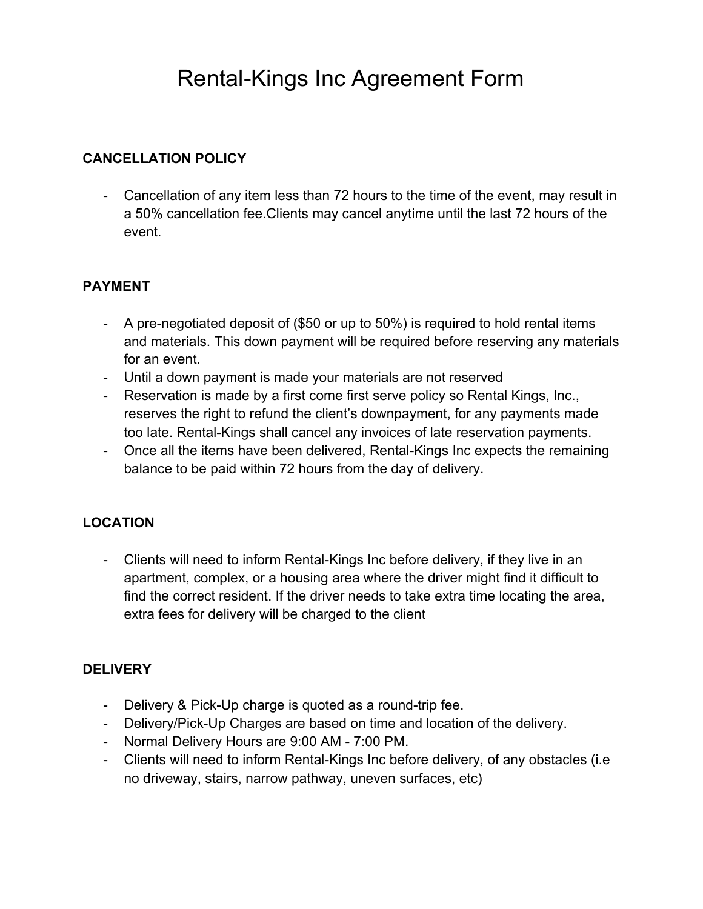# Rental-Kings Inc Agreement Form

**CANCELLATION POLICY**

- Cancellation of any item less than 72 hours to the time of the event, may result in a 50% cancellation fee.Clients may cancel anytime until the last 72 hours of the event.

**PAYMENT**

- A pre-negotiated deposit of ($50 or up to 50%) is required to hold rental items and materials. This down payment will be required before reserving any materials for an event.
- Until a down payment is made your materials are not reserved
- Reservation is made by a first come first serve policy so Rental Kings, Inc., reserves the right to refund the client's downpayment, for any payments made too late. Rental-Kings shall cancel any invoices of late reservation payments.
- Once all the items have been delivered, Rental-Kings Inc expects the remaining balance to be paid within 72 hours from the day of delivery.

**LOCATION**

- Clients will need to inform Rental-Kings Inc before delivery, if they live in an apartment, complex, or a housing area where the driver might find it difficult to find the correct resident. If the driver needs to take extra time locating the area, extra fees for delivery will be charged to the client

**DELIVERY**

- Delivery & Pick-Up charge is quoted as a round-trip fee.
- Delivery/Pick-Up Charges are based on time and location of the delivery.
- Normal Delivery Hours are 9:00 AM - 7:00 PM.
- Clients will need to inform Rental-Kings Inc before delivery, of any obstacles (i.e no driveway, stairs, narrow pathway, uneven surfaces, etc)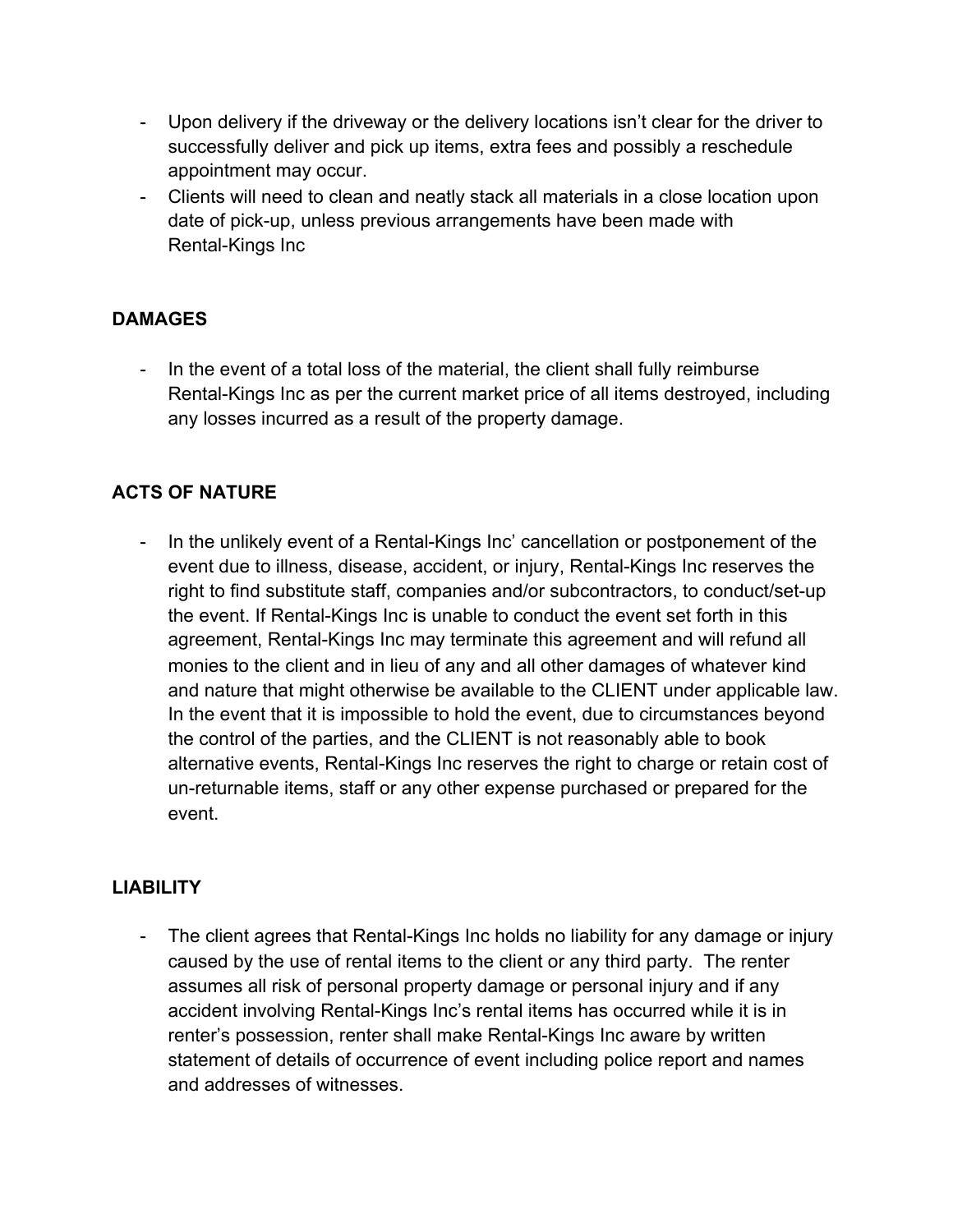- Upon delivery if the driveway or the delivery locations isn't clear for the driver to successfully deliver and pick up items, extra fees and possibly a reschedule appointment may occur.
- Clients will need to clean and neatly stack all materials in a close location upon date of pick-up, unless previous arrangements have been made with Rental-Kings Inc

**DAMAGES**

- In the event of a total loss of the material, the client shall fully reimburse Rental-Kings Inc as per the current market price of all items destroyed, including any losses incurred as a result of the property damage.

**ACTS OF NATURE**

- In the unlikely event of a Rental-Kings Inc' cancellation or postponement of the event due to illness, disease, accident, or injury, Rental-Kings Inc reserves the right to find substitute staff, companies and/or subcontractors, to conduct/set-up the event. If Rental-Kings Inc is unable to conduct the event set forth in this agreement, Rental-Kings Inc may terminate this agreement and will refund all monies to the client and in lieu of any and all other damages of whatever kind and nature that might otherwise be available to the CLIENT under applicable law. In the event that it is impossible to hold the event, due to circumstances beyond the control of the parties, and the CLIENT is not reasonably able to book alternative events, Rental-Kings Inc reserves the right to charge or retain cost of un-returnable items, staff or any other expense purchased or prepared for the event.

**LIABILITY**

- The client agrees that Rental-Kings Inc holds no liability for any damage or injury caused by the use of rental items to the client or any third party. The renter assumes all risk of personal property damage or personal injury and if any accident involving Rental-Kings Inc's rental items has occurred while it is in renter's possession, renter shall make Rental-Kings Inc aware by written statement of details of occurrence of event including police report and names and addresses of witnesses.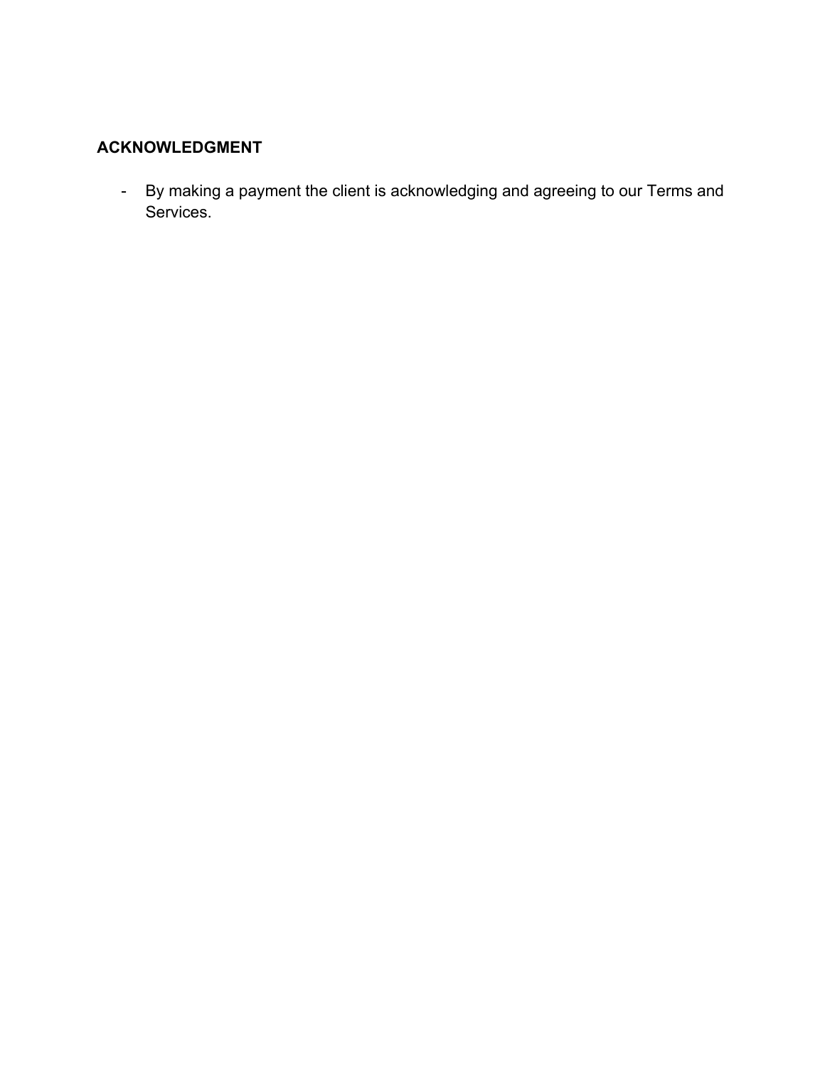**ACKNOWLEDGMENT**

- By making a payment the client is acknowledging and agreeing to our Terms and Services.